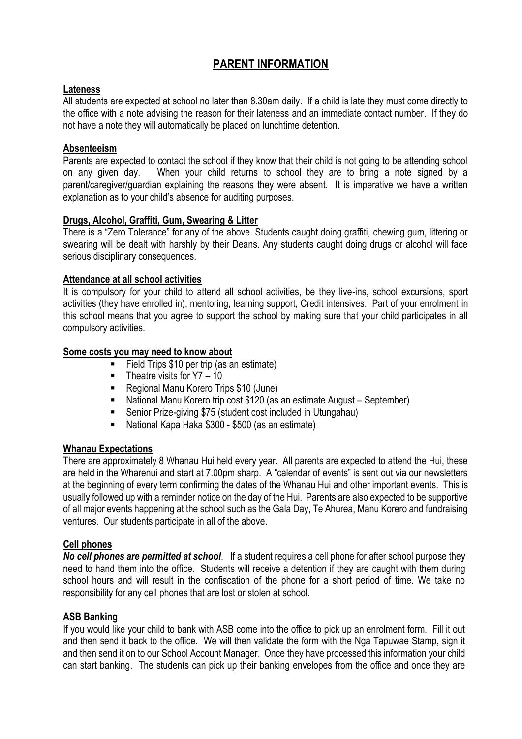# PARENT INFORMATION

## Lateness

All students are expected at school no later than 8.30am daily. If a child is late they must come directly to the office with a note advising the reason for their lateness and an immediate contact number. If they do not have a note they will automatically be placed on lunchtime detention.

## Absenteeism

Parents are expected to contact the school if they know that their child is not going to be attending school on any given day. When your child returns to school they are to bring a note signed by a parent/caregiver/guardian explaining the reasons they were absent. It is imperative we have a written explanation as to your child's absence for auditing purposes.

## Drugs, Alcohol, Graffiti, Gum, Swearing & Litter

There is a "Zero Tolerance" for any of the above. Students caught doing graffiti, chewing gum, littering or swearing will be dealt with harshly by their Deans. Any students caught doing drugs or alcohol will face serious disciplinary consequences.

## Attendance at all school activities

It is compulsory for your child to attend all school activities, be they live-ins, school excursions, sport activities (they have enrolled in), mentoring, learning support, Credit intensives. Part of your enrolment in this school means that you agree to support the school by making sure that your child participates in all compulsory activities.

## Some costs you may need to know about

- Field Trips $10 per trip (as an estimate)
- Theatre visits for Y7 – 10
- Regional Manu Korero Trips $10 (June)
- National Manu Korero trip cost $120 (as an estimate August – September)
- Senior Prize-giving $75 (student cost included in Utungahau)
- National Kapa Haka $300 - $500 (as an estimate)

## Whanau Expectations

There are approximately 8 Whanau Hui held every year. All parents are expected to attend the Hui, these are held in the Wharenui and start at 7.00pm sharp. A "calendar of events" is sent out via our newsletters at the beginning of every term confirming the dates of the Whanau Hui and other important events. This is usually followed up with a reminder notice on the day of the Hui. Parents are also expected to be supportive of all major events happening at the school such as the Gala Day, Te Ahurea, Manu Korero and fundraising ventures. Our students participate in all of the above.

## Cell phones

***No cell phones are permitted at school***. If a student requires a cell phone for after school purpose they need to hand them into the office. Students will receive a detention if they are caught with them during school hours and will result in the confiscation of the phone for a short period of time. We take no responsibility for any cell phones that are lost or stolen at school.

## ASB Banking

If you would like your child to bank with ASB come into the office to pick up an enrolment form. Fill it out and then send it back to the office. We will then validate the form with the Ngā Tapuwae Stamp, sign it and then send it on to our School Account Manager. Once they have processed this information your child can start banking. The students can pick up their banking envelopes from the office and once they are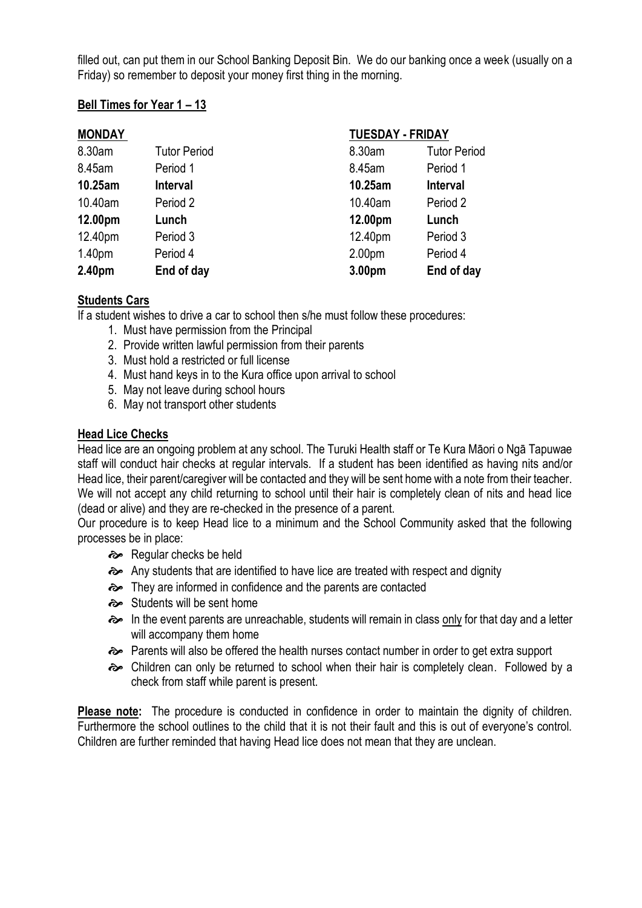filled out, can put them in our School Banking Deposit Bin. We do our banking once a week (usually on a Friday) so remember to deposit your money first thing in the morning.

**Bell Times for Year 1 – 13**

| **MONDAY** | | **TUESDAY - FRIDAY** | |
|---|---|---|---|
| 8.30am | Tutor Period | 8.30am | Tutor Period |
| 8.45am | Period 1 | 8.45am | Period 1 |
| **10.25am** | **Interval** | **10.25am** | **Interval** |
| 10.40am | Period 2 | 10.40am | Period 2 |
| **12.00pm** | **Lunch** | **12.00pm** | **Lunch** |
| 12.40pm | Period 3 | 12.40pm | Period 3 |
| 1.40pm | Period 4 | 2.00pm | Period 4 |
| **2.40pm** | **End of day** | **3.00pm** | **End of day** |

**Students Cars**

If a student wishes to drive a car to school then s/he must follow these procedures:

1. Must have permission from the Principal
2. Provide written lawful permission from their parents
3. Must hold a restricted or full license
4. Must hand keys in to the Kura office upon arrival to school
5. May not leave during school hours
6. May not transport other students

**Head Lice Checks**

Head lice are an ongoing problem at any school. The Turuki Health staff or Te Kura Māori o Ngā Tapuwae staff will conduct hair checks at regular intervals. If a student has been identified as having nits and/or Head lice, their parent/caregiver will be contacted and they will be sent home with a note from their teacher. We will not accept any child returning to school until their hair is completely clean of nits and head lice (dead or alive) and they are re-checked in the presence of a parent.

Our procedure is to keep Head lice to a minimum and the School Community asked that the following processes be in place:

- Regular checks be held
- Any students that are identified to have lice are treated with respect and dignity
- They are informed in confidence and the parents are contacted
- Students will be sent home
- In the event parents are unreachable, students will remain in class only for that day and a letter will accompany them home
- Parents will also be offered the health nurses contact number in order to get extra support
- Children can only be returned to school when their hair is completely clean. Followed by a check from staff while parent is present.

**Please note:** The procedure is conducted in confidence in order to maintain the dignity of children. Furthermore the school outlines to the child that it is not their fault and this is out of everyone's control. Children are further reminded that having Head lice does not mean that they are unclean.